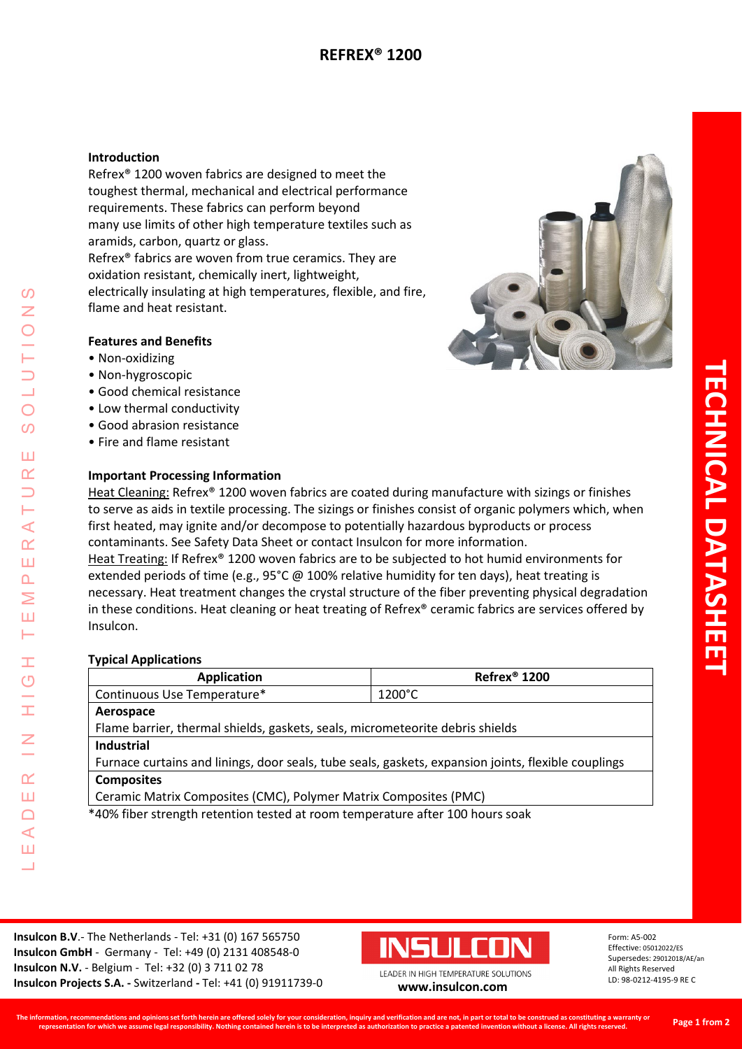# REFREX® 1200

## Introduction

Refrex® 1200 woven fabrics are designed to meet the toughest thermal, mechanical and electrical performance requirements. These fabrics can perform beyond many use limits of other high temperature textiles such as aramids, carbon, quartz or glass.

Refrex® fabrics are woven from true ceramics. They are oxidation resistant, chemically inert, lightweight, electrically insulating at high temperatures, flexible, and fire, flame and heat resistant.

## Features and Benefits

- Non-oxidizing
- Non-hygroscopic
- Good chemical resistance
- Low thermal conductivity
- Good abrasion resistance
- Fire and flame resistant

## Important Processing Information

Heat Cleaning: Refrex® 1200 woven fabrics are coated during manufacture with sizings or finishes to serve as aids in textile processing. The sizings or finishes consist of organic polymers which, when first heated, may ignite and/or decompose to potentially hazardous byproducts or process contaminants. See Safety Data Sheet or contact Insulcon for more information.

Heat Treating: If Refrex® 1200 woven fabrics are to be subjected to hot humid environments for extended periods of time (e.g., 95°C @ 100% relative humidity for ten days), heat treating is necessary. Heat treatment changes the crystal structure of the fiber preventing physical degradation in these conditions. Heat cleaning or heat treating of Refrex® ceramic fabrics are services offered by Insulcon.

## Typical Applications

| Application | Refrex® 1200 |
| --- | --- |
| Continuous Use Temperature* | 1200°C |
| **Aerospace** | |
| Flame barrier, thermal shields, gaskets, seals, micrometeorite debris shields | |
| **Industrial** | |
| Furnace curtains and linings, door seals, tube seals, gaskets, expansion joints, flexible couplings | |
| **Composites** | |
| Ceramic Matrix Composites (CMC), Polymer Matrix Composites (PMC) | |

*40% fiber strength retention tested at room temperature after 100 hours soak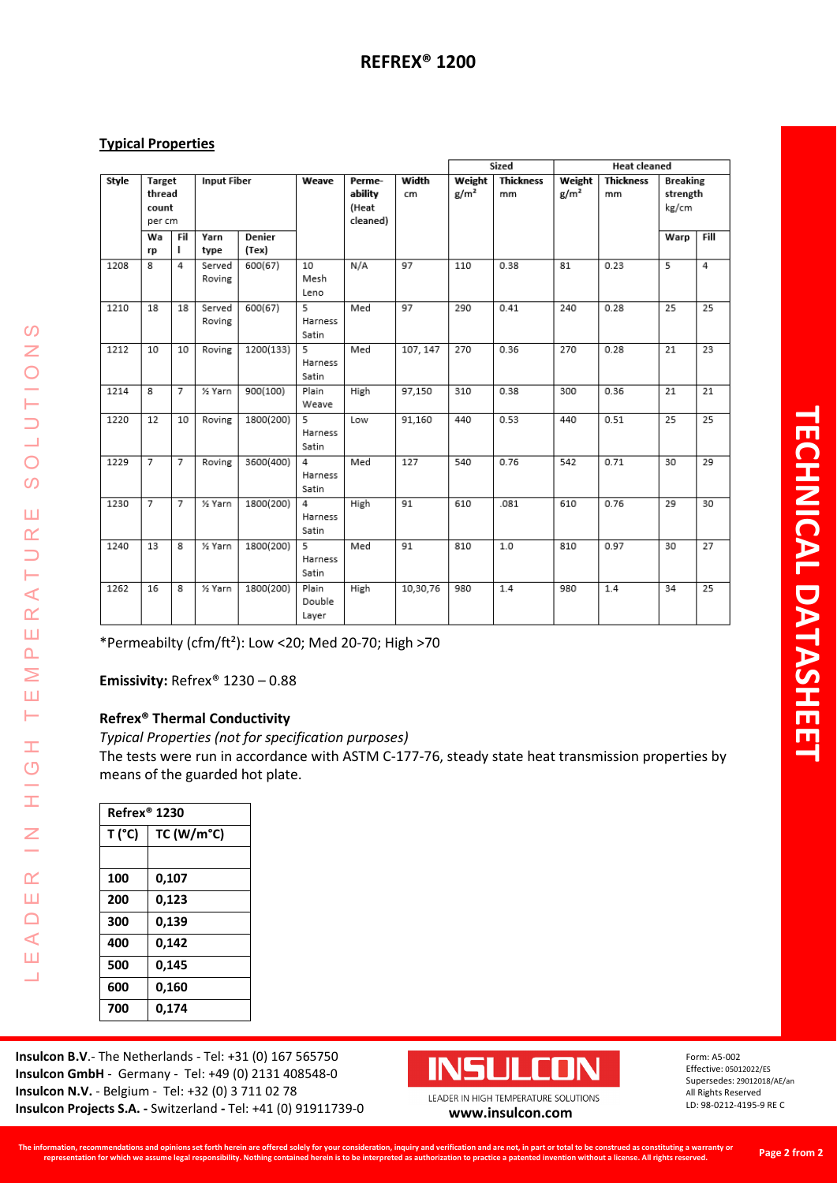# REFREX® 1200

## Typical Properties

| Style | Target thread count per cm | | Input Fiber | | Weave | Perme-ability (Heat cleaned) | Width cm | Sized | | Heat cleaned | | | |
|---|---|---|---|---|---|---|---|---|---|---|---|---|---|
| | | | | | | | | Weight g/m² | Thickness mm | Weight g/m² | Thickness mm | Breaking strength kg/cm | |
| | Warp | Fill | Yarn type | Denier (Tex) | | | | | | | | Warp | Fill |
| 1208 | 8 | 4 | Served Roving | 600(67) | 10 Mesh Leno | N/A | 97 | 110 | 0.38 | 81 | 0.23 | 5 | 4 |
| 1210 | 18 | 18 | Served Roving | 600(67) | 5 Harness Satin | Med | 97 | 290 | 0.41 | 240 | 0.28 | 25 | 25 |
| 1212 | 10 | 10 | Roving | 1200(133) | 5 Harness Satin | Med | 107, 147 | 270 | 0.36 | 270 | 0.28 | 21 | 23 |
| 1214 | 8 | 7 | ½ Yarn | 900(100) | Plain Weave | High | 97,150 | 310 | 0.38 | 300 | 0.36 | 21 | 21 |
| 1220 | 12 | 10 | Roving | 1800(200) | 5 Harness Satin | Low | 91,160 | 440 | 0.53 | 440 | 0.51 | 25 | 25 |
| 1229 | 7 | 7 | Roving | 3600(400) | 4 Harness Satin | Med | 127 | 540 | 0.76 | 542 | 0.71 | 30 | 29 |
| 1230 | 7 | 7 | ½ Yarn | 1800(200) | 4 Harness Satin | High | 91 | 610 | .081 | 610 | 0.76 | 29 | 30 |
| 1240 | 13 | 8 | ½ Yarn | 1800(200) | 5 Harness Satin | Med | 91 | 810 | 1.0 | 810 | 0.97 | 30 | 27 |
| 1262 | 16 | 8 | ½ Yarn | 1800(200) | Plain Double Layer | High | 10,30,76 | 980 | 1.4 | 980 | 1.4 | 34 | 25 |

*Permeabilty (cfm/ft²): Low <20; Med 20-70; High >70

**Emissivity:** Refrex® 1230 – 0.88

### Refrex® Thermal Conductivity

*Typical Properties (not for specification purposes)*

The tests were run in accordance with ASTM C-177-76, steady state heat transmission properties by means of the guarded hot plate.

| Refrex® 1230 | |
|---|---|
| **T (°C)** | **TC (W/m°C)** |
| | |
| **100** | **0,107** |
| **200** | **0,123** |
| **300** | **0,139** |
| **400** | **0,142** |
| **500** | **0,145** |
| **600** | **0,160** |
| **700** | **0,174** |

**Insulcon B.V**.- The Netherlands - Tel: +31 (0) 167 565750
**Insulcon GmbH** - Germany - Tel: +49 (0) 2131 408548-0
**Insulcon N.V.** - Belgium - Tel: +32 (0) 3 711 02 78
**Insulcon Projects S.A. -** Switzerland **-** Tel: +41 (0) 91911739-0

INSULCON
LEADER IN HIGH TEMPERATURE SOLUTIONS
**www.insulcon.com**

Form: A5-002
Effective: 05012022/ES
Supersedes: 29012018/AE/an
All Rights Reserved
LD: 98-0212-4195-9 RE C

**The information, recommendations and opinions set forth herein are offered solely for your consideration, inquiry and verification and are not, in part or total to be construed as constituting a warranty or representation for which we assume legal responsibility. Nothing contained herein is to be interpreted as authorization to practice a patented invention without a license. All rights reserved.**